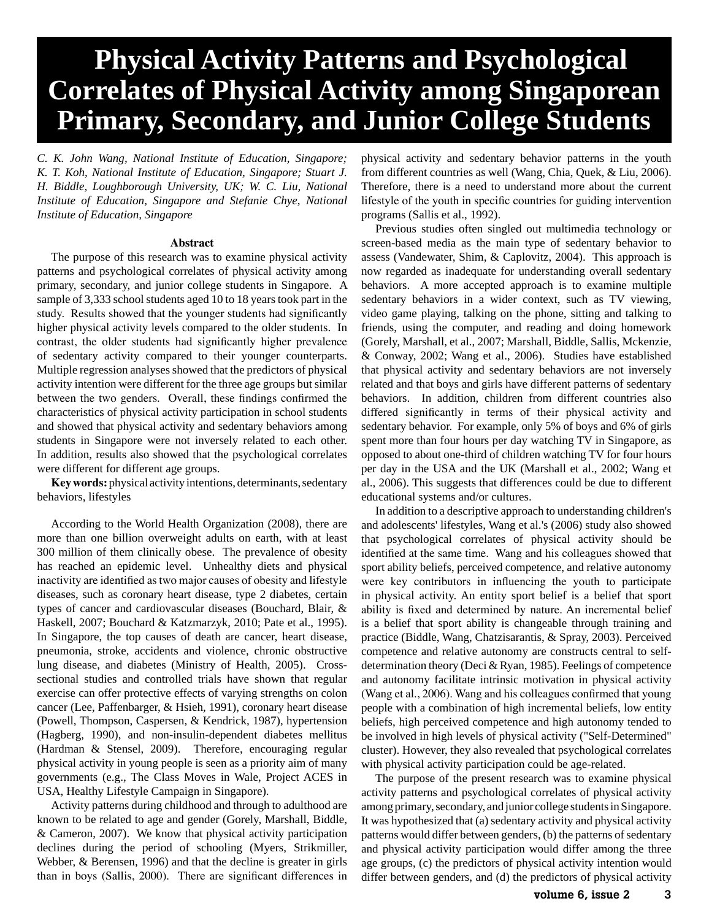# Physical Activity Patterns and Psychological Correlates of Physical Activity among Singaporean Primary, Secondary, and Junior College Students

*C. K. John Wang, National Institute of Education, Singapore; K. T. Koh, National Institute of Education, Singapore; Stuart J. H. Biddle, Loughborough University, UK; W. C. Liu, National Institute of Education, Singapore and Stefanie Chye, National Institute of Education, Singapore*

### Abstract

The purpose of this research was to examine physical activity patterns and psychological correlates of physical activity among primary, secondary, and junior college students in Singapore. A sample of 3,333 school students aged 10 to 18 years took part in the study. Results showed that the younger students had significantly higher physical activity levels compared to the older students. In contrast, the older students had significantly higher prevalence of sedentary activity compared to their younger counterparts. Multiple regression analyses showed that the predictors of physical activity intention were different for the three age groups but similar between the two genders. Overall, these findings confirmed the characteristics of physical activity participation in school students and showed that physical activity and sedentary behaviors among students in Singapore were not inversely related to each other. In addition, results also showed that the psychological correlates were different for different age groups.

**Key words:** physical activity intentions, determinants, sedentary behaviors, lifestyles

According to the World Health Organization (2008), there are more than one billion overweight adults on earth, with at least 300 million of them clinically obese. The prevalence of obesity has reached an epidemic level. Unhealthy diets and physical inactivity are identified as two major causes of obesity and lifestyle diseases, such as coronary heart disease, type 2 diabetes, certain types of cancer and cardiovascular diseases (Bouchard, Blair, & Haskell, 2007; Bouchard & Katzmarzyk, 2010; Pate et al., 1995). In Singapore, the top causes of death are cancer, heart disease, pneumonia, stroke, accidents and violence, chronic obstructive lung disease, and diabetes (Ministry of Health, 2005). Cross-sectional studies and controlled trials have shown that regular exercise can offer protective effects of varying strengths on colon cancer (Lee, Paffenbarger, & Hsieh, 1991), coronary heart disease (Powell, Thompson, Caspersen, & Kendrick, 1987), hypertension (Hagberg, 1990), and non-insulin-dependent diabetes mellitus (Hardman & Stensel, 2009). Therefore, encouraging regular physical activity in young people is seen as a priority aim of many governments (e.g., The Class Moves in Wale, Project ACES in USA, Healthy Lifestyle Campaign in Singapore).

Activity patterns during childhood and through to adulthood are known to be related to age and gender (Gorely, Marshall, Biddle, & Cameron, 2007). We know that physical activity participation declines during the period of schooling (Myers, Strikmiller, Webber, & Berensen, 1996) and that the decline is greater in girls than in boys (Sallis, 2000). There are significant differences in physical activity and sedentary behavior patterns in the youth from different countries as well (Wang, Chia, Quek, & Liu, 2006). Therefore, there is a need to understand more about the current lifestyle of the youth in specific countries for guiding intervention programs (Sallis et al., 1992).

Previous studies often singled out multimedia technology or screen-based media as the main type of sedentary behavior to assess (Vandewater, Shim, & Caplovitz, 2004). This approach is now regarded as inadequate for understanding overall sedentary behaviors. A more accepted approach is to examine multiple sedentary behaviors in a wider context, such as TV viewing, video game playing, talking on the phone, sitting and talking to friends, using the computer, and reading and doing homework (Gorely, Marshall, et al., 2007; Marshall, Biddle, Sallis, Mckenzie, & Conway, 2002; Wang et al., 2006). Studies have established that physical activity and sedentary behaviors are not inversely related and that boys and girls have different patterns of sedentary behaviors. In addition, children from different countries also differed significantly in terms of their physical activity and sedentary behavior. For example, only 5% of boys and 6% of girls spent more than four hours per day watching TV in Singapore, as opposed to about one-third of children watching TV for four hours per day in the USA and the UK (Marshall et al., 2002; Wang et al., 2006). This suggests that differences could be due to different educational systems and/or cultures.

In addition to a descriptive approach to understanding children's and adolescents' lifestyles, Wang et al.'s (2006) study also showed that psychological correlates of physical activity should be identified at the same time. Wang and his colleagues showed that sport ability beliefs, perceived competence, and relative autonomy were key contributors in influencing the youth to participate in physical activity. An entity sport belief is a belief that sport ability is fixed and determined by nature. An incremental belief is a belief that sport ability is changeable through training and practice (Biddle, Wang, Chatzisarantis, & Spray, 2003). Perceived competence and relative autonomy are constructs central to self-determination theory (Deci & Ryan, 1985). Feelings of competence and autonomy facilitate intrinsic motivation in physical activity (Wang et al., 2006). Wang and his colleagues confirmed that young people with a combination of high incremental beliefs, low entity beliefs, high perceived competence and high autonomy tended to be involved in high levels of physical activity ("Self-Determined" cluster). However, they also revealed that psychological correlates with physical activity participation could be age-related.

The purpose of the present research was to examine physical activity patterns and psychological correlates of physical activity among primary, secondary, and junior college students in Singapore. It was hypothesized that (a) sedentary activity and physical activity patterns would differ between genders, (b) the patterns of sedentary and physical activity participation would differ among the three age groups, (c) the predictors of physical activity intention would differ between genders, and (d) the predictors of physical activity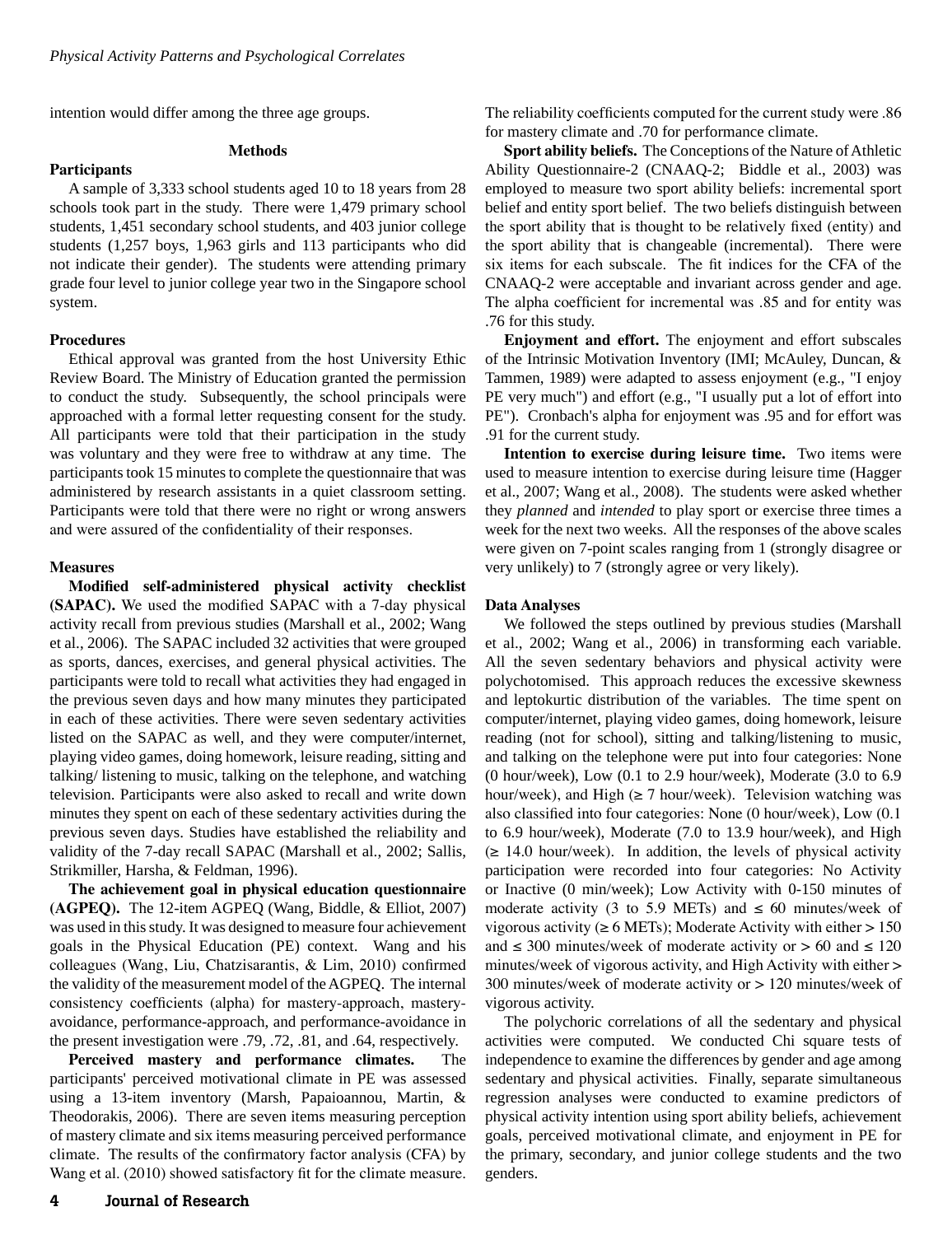intention would differ among the three age groups.

## Methods

### Participants

A sample of 3,333 school students aged 10 to 18 years from 28 schools took part in the study. There were 1,479 primary school students, 1,451 secondary school students, and 403 junior college students (1,257 boys, 1,963 girls and 113 participants who did not indicate their gender). The students were attending primary grade four level to junior college year two in the Singapore school system.

### Procedures

Ethical approval was granted from the host University Ethic Review Board. The Ministry of Education granted the permission to conduct the study. Subsequently, the school principals were approached with a formal letter requesting consent for the study. All participants were told that their participation in the study was voluntary and they were free to withdraw at any time. The participants took 15 minutes to complete the questionnaire that was administered by research assistants in a quiet classroom setting. Participants were told that there were no right or wrong answers and were assured of the confidentiality of their responses.

### Measures

**Modified self-administered physical activity checklist (SAPAC).** We used the modified SAPAC with a 7-day physical activity recall from previous studies (Marshall et al., 2002; Wang et al., 2006). The SAPAC included 32 activities that were grouped as sports, dances, exercises, and general physical activities. The participants were told to recall what activities they had engaged in the previous seven days and how many minutes they participated in each of these activities. There were seven sedentary activities listed on the SAPAC as well, and they were computer/internet, playing video games, doing homework, leisure reading, sitting and talking/ listening to music, talking on the telephone, and watching television. Participants were also asked to recall and write down minutes they spent on each of these sedentary activities during the previous seven days. Studies have established the reliability and validity of the 7-day recall SAPAC (Marshall et al., 2002; Sallis, Strikmiller, Harsha, & Feldman, 1996).

**The achievement goal in physical education questionnaire (AGPEQ).** The 12-item AGPEQ (Wang, Biddle, & Elliot, 2007) was used in this study. It was designed to measure four achievement goals in the Physical Education (PE) context. Wang and his colleagues (Wang, Liu, Chatzisarantis, & Lim, 2010) confirmed the validity of the measurement model of the AGPEQ. The internal consistency coefficients (alpha) for mastery-approach, mastery-avoidance, performance-approach, and performance-avoidance in the present investigation were .79, .72, .81, and .64, respectively.

**Perceived mastery and performance climates.** The participants' perceived motivational climate in PE was assessed using a 13-item inventory (Marsh, Papaioannou, Martin, & Theodorakis, 2006). There are seven items measuring perception of mastery climate and six items measuring perceived performance climate. The results of the confirmatory factor analysis (CFA) by Wang et al. (2010) showed satisfactory fit for the climate measure. The reliability coefficients computed for the current study were .86 for mastery climate and .70 for performance climate.

**Sport ability beliefs.** The Conceptions of the Nature of Athletic Ability Questionnaire-2 (CNAAQ-2; Biddle et al., 2003) was employed to measure two sport ability beliefs: incremental sport belief and entity sport belief. The two beliefs distinguish between the sport ability that is thought to be relatively fixed (entity) and the sport ability that is changeable (incremental). There were six items for each subscale. The fit indices for the CFA of the CNAAQ-2 were acceptable and invariant across gender and age. The alpha coefficient for incremental was .85 and for entity was .76 for this study.

**Enjoyment and effort.** The enjoyment and effort subscales of the Intrinsic Motivation Inventory (IMI; McAuley, Duncan, & Tammen, 1989) were adapted to assess enjoyment (e.g., "I enjoy PE very much") and effort (e.g., "I usually put a lot of effort into PE"). Cronbach's alpha for enjoyment was .95 and for effort was .91 for the current study.

**Intention to exercise during leisure time.** Two items were used to measure intention to exercise during leisure time (Hagger et al., 2007; Wang et al., 2008). The students were asked whether they *planned* and *intended* to play sport or exercise three times a week for the next two weeks. All the responses of the above scales were given on 7-point scales ranging from 1 (strongly disagree or very unlikely) to 7 (strongly agree or very likely).

### Data Analyses

We followed the steps outlined by previous studies (Marshall et al., 2002; Wang et al., 2006) in transforming each variable. All the seven sedentary behaviors and physical activity were polychotomised. This approach reduces the excessive skewness and leptokurtic distribution of the variables. The time spent on computer/internet, playing video games, doing homework, leisure reading (not for school), sitting and talking/listening to music, and talking on the telephone were put into four categories: None (0 hour/week), Low (0.1 to 2.9 hour/week), Moderate (3.0 to 6.9 hour/week), and High (≥ 7 hour/week). Television watching was also classified into four categories: None (0 hour/week), Low (0.1 to 6.9 hour/week), Moderate (7.0 to 13.9 hour/week), and High (≥ 14.0 hour/week). In addition, the levels of physical activity participation were recorded into four categories: No Activity or Inactive (0 min/week); Low Activity with 0-150 minutes of moderate activity (3 to 5.9 METs) and ≤ 60 minutes/week of vigorous activity (≥ 6 METs); Moderate Activity with either > 150 and ≤ 300 minutes/week of moderate activity or > 60 and ≤ 120 minutes/week of vigorous activity, and High Activity with either > 300 minutes/week of moderate activity or > 120 minutes/week of vigorous activity.

The polychoric correlations of all the sedentary and physical activities were computed. We conducted Chi square tests of independence to examine the differences by gender and age among sedentary and physical activities. Finally, separate simultaneous regression analyses were conducted to examine predictors of physical activity intention using sport ability beliefs, achievement goals, perceived motivational climate, and enjoyment in PE for the primary, secondary, and junior college students and the two genders.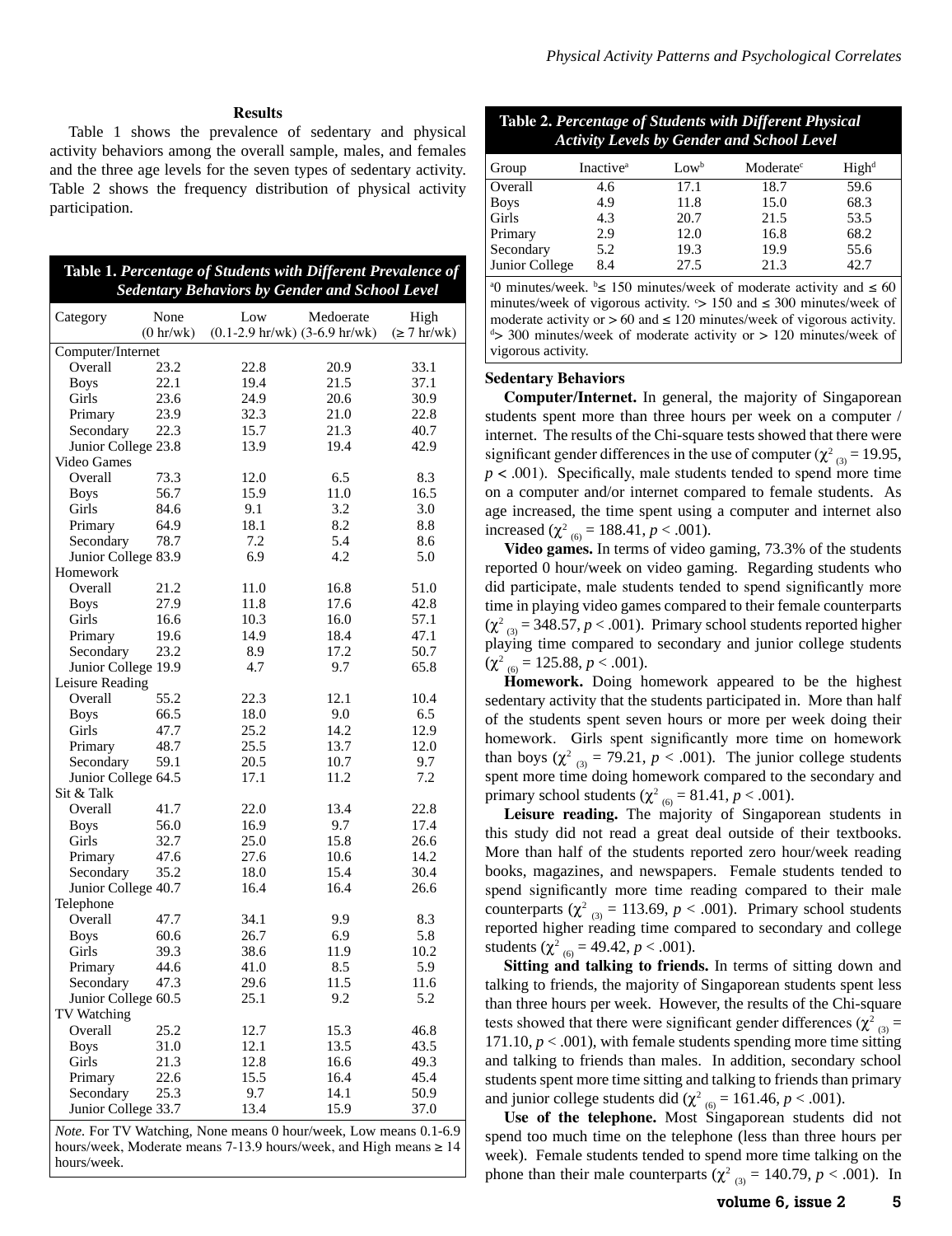## Results

Table 1 shows the prevalence of sedentary and physical activity behaviors among the overall sample, males, and females and the three age levels for the seven types of sedentary activity. Table 2 shows the frequency distribution of physical activity participation.

**Table 1.** *Percentage of Students with Different Prevalence of Sedentary Behaviors by Gender and School Level*

| Category | None (0 hr/wk) | Low (0.1-2.9 hr/wk) | Medoerate (3-6.9 hr/wk) | High (≥ 7 hr/wk) |
|---|---|---|---|---|
| Computer/Internet | | | | |
| Overall | 23.2 | 22.8 | 20.9 | 33.1 |
| Boys | 22.1 | 19.4 | 21.5 | 37.1 |
| Girls | 23.6 | 24.9 | 20.6 | 30.9 |
| Primary | 23.9 | 32.3 | 21.0 | 22.8 |
| Secondary | 22.3 | 15.7 | 21.3 | 40.7 |
| Junior College | 23.8 | 13.9 | 19.4 | 42.9 |
| Video Games | | | | |
| Overall | 73.3 | 12.0 | 6.5 | 8.3 |
| Boys | 56.7 | 15.9 | 11.0 | 16.5 |
| Girls | 84.6 | 9.1 | 3.2 | 3.0 |
| Primary | 64.9 | 18.1 | 8.2 | 8.8 |
| Secondary | 78.7 | 7.2 | 5.4 | 8.6 |
| Junior College | 83.9 | 6.9 | 4.2 | 5.0 |
| Homework | | | | |
| Overall | 21.2 | 11.0 | 16.8 | 51.0 |
| Boys | 27.9 | 11.8 | 17.6 | 42.8 |
| Girls | 16.6 | 10.3 | 16.0 | 57.1 |
| Primary | 19.6 | 14.9 | 18.4 | 47.1 |
| Secondary | 23.2 | 8.9 | 17.2 | 50.7 |
| Junior College | 19.9 | 4.7 | 9.7 | 65.8 |
| Leisure Reading | | | | |
| Overall | 55.2 | 22.3 | 12.1 | 10.4 |
| Boys | 66.5 | 18.0 | 9.0 | 6.5 |
| Girls | 47.7 | 25.2 | 14.2 | 12.9 |
| Primary | 48.7 | 25.5 | 13.7 | 12.0 |
| Secondary | 59.1 | 20.5 | 10.7 | 9.7 |
| Junior College | 64.5 | 17.1 | 11.2 | 7.2 |
| Sit & Talk | | | | |
| Overall | 41.7 | 22.0 | 13.4 | 22.8 |
| Boys | 56.0 | 16.9 | 9.7 | 17.4 |
| Girls | 32.7 | 25.0 | 15.8 | 26.6 |
| Primary | 47.6 | 27.6 | 10.6 | 14.2 |
| Secondary | 35.2 | 18.0 | 15.4 | 30.4 |
| Junior College | 40.7 | 16.4 | 16.4 | 26.6 |
| Telephone | | | | |
| Overall | 47.7 | 34.1 | 9.9 | 8.3 |
| Boys | 60.6 | 26.7 | 6.9 | 5.8 |
| Girls | 39.3 | 38.6 | 11.9 | 10.2 |
| Primary | 44.6 | 41.0 | 8.5 | 5.9 |
| Secondary | 47.3 | 29.6 | 11.5 | 11.6 |
| Junior College | 60.5 | 25.1 | 9.2 | 5.2 |
| TV Watching | | | | |
| Overall | 25.2 | 12.7 | 15.3 | 46.8 |
| Boys | 31.0 | 12.1 | 13.5 | 43.5 |
| Girls | 21.3 | 12.8 | 16.6 | 49.3 |
| Primary | 22.6 | 15.5 | 16.4 | 45.4 |
| Secondary | 25.3 | 9.7 | 14.1 | 50.9 |
| Junior College | 33.7 | 13.4 | 15.9 | 37.0 |

*Note.* For TV Watching, None means 0 hour/week, Low means 0.1-6.9 hours/week, Moderate means 7-13.9 hours/week, and High means ≥ 14 hours/week.

**Table 2.** *Percentage of Students with Different Physical Activity Levels by Gender and School Level*

| Group | Inactive[a] | Low[b] | Moderate[c] | High[d] |
|---|---|---|---|---|
| Overall | 4.6 | 17.1 | 18.7 | 59.6 |
| Boys | 4.9 | 11.8 | 15.0 | 68.3 |
| Girls | 4.3 | 20.7 | 21.5 | 53.5 |
| Primary | 2.9 | 12.0 | 16.8 | 68.2 |
| Secondary | 5.2 | 19.3 | 19.9 | 55.6 |
| Junior College | 8.4 | 27.5 | 21.3 | 42.7 |

[a]0 minutes/week. [b]≤ 150 minutes/week of moderate activity and ≤ 60 minutes/week of vigorous activity. [c]> 150 and ≤ 300 minutes/week of moderate activity or > 60 and ≤ 120 minutes/week of vigorous activity. [d]> 300 minutes/week of moderate activity or > 120 minutes/week of vigorous activity.

### Sedentary Behaviors

**Computer/Internet.** In general, the majority of Singaporean students spent more than three hours per week on a computer / internet. The results of the Chi-square tests showed that there were significant gender differences in the use of computer ($\chi^2_{(3)} = 19.95$, $p < .001$). Specifically, male students tended to spend more time on a computer and/or internet compared to female students. As age increased, the time spent using a computer and internet also increased ($\chi^2_{(6)} = 188.41$, $p < .001$).

**Video games.** In terms of video gaming, 73.3% of the students reported 0 hour/week on video gaming. Regarding students who did participate, male students tended to spend significantly more time in playing video games compared to their female counterparts ($\chi^2_{(3)} = 348.57$, $p < .001$). Primary school students reported higher playing time compared to secondary and junior college students ($\chi^2_{(6)} = 125.88$, $p < .001$).

**Homework.** Doing homework appeared to be the highest sedentary activity that the students participated in. More than half of the students spent seven hours or more per week doing their homework. Girls spent significantly more time on homework than boys ($\chi^2_{(3)} = 79.21$, $p < .001$). The junior college students spent more time doing homework compared to the secondary and primary school students ($\chi^2_{(6)} = 81.41$, $p < .001$).

**Leisure reading.** The majority of Singaporean students in this study did not read a great deal outside of their textbooks. More than half of the students reported zero hour/week reading books, magazines, and newspapers. Female students tended to spend significantly more time reading compared to their male counterparts ($\chi^2_{(3)} = 113.69$, $p < .001$). Primary school students reported higher reading time compared to secondary and college students ($\chi^2_{(6)} = 49.42$, $p < .001$).

**Sitting and talking to friends.** In terms of sitting down and talking to friends, the majority of Singaporean students spent less than three hours per week. However, the results of the Chi-square tests showed that there were significant gender differences ($\chi^2_{(3)} = 171.10$, $p < .001$), with female students spending more time sitting and talking to friends than males. In addition, secondary school students spent more time sitting and talking to friends than primary and junior college students did ($\chi^2_{(6)} = 161.46$, $p < .001$).

**Use of the telephone.** Most Singaporean students did not spend too much time on the telephone (less than three hours per week). Female students tended to spend more time talking on the phone than their male counterparts ($\chi^2_{(3)} = 140.79$, $p < .001$). In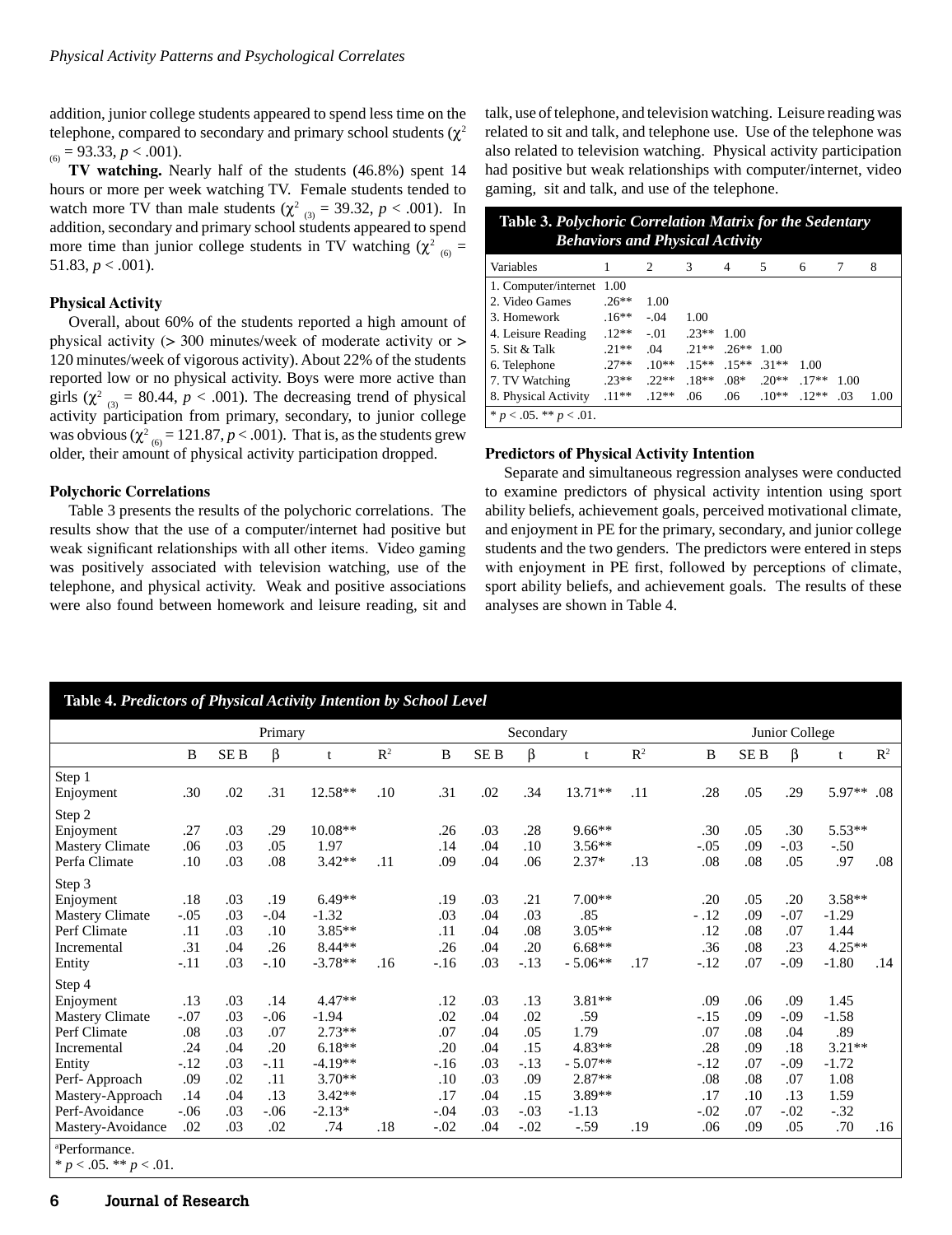addition, junior college students appeared to spend less time on the telephone, compared to secondary and primary school students ($\chi^2_{(6)} = 93.33$, $p < .001$).

**TV watching.** Nearly half of the students (46.8%) spent 14 hours or more per week watching TV. Female students tended to watch more TV than male students ($\chi^2_{(3)} = 39.32$, $p < .001$). In addition, secondary and primary school students appeared to spend more time than junior college students in TV watching ($\chi^2_{(6)} = 51.83$, $p < .001$).

### Physical Activity

Overall, about 60% of the students reported a high amount of physical activity (> 300 minutes/week of moderate activity or > 120 minutes/week of vigorous activity). About 22% of the students reported low or no physical activity. Boys were more active than girls ($\chi^2_{(3)} = 80.44$, $p < .001$). The decreasing trend of physical activity participation from primary, secondary, to junior college was obvious ($\chi^2_{(6)} = 121.87$, $p < .001$). That is, as the students grew older, their amount of physical activity participation dropped.

### Polychoric Correlations

Table 3 presents the results of the polychoric correlations. The results show that the use of a computer/internet had positive but weak significant relationships with all other items. Video gaming was positively associated with television watching, use of the telephone, and physical activity. Weak and positive associations were also found between homework and leisure reading, sit and talk, use of telephone, and television watching. Leisure reading was related to sit and talk, and telephone use. Use of the telephone was also related to television watching. Physical activity participation had positive but weak relationships with computer/internet, video gaming, sit and talk, and use of the telephone.

**Table 3.** ***Polychoric Correlation Matrix for the Sedentary Behaviors and Physical Activity***

| Variables | 1 | 2 | 3 | 4 | 5 | 6 | 7 | 8 |
|---|---|---|---|---|---|---|---|---|
| 1. Computer/internet | 1.00 | | | | | | | |
| 2. Video Games | .26** | 1.00 | | | | | | |
| 3. Homework | .16** | -.04 | 1.00 | | | | | |
| 4. Leisure Reading | .12** | -.01 | .23** | 1.00 | | | | |
| 5. Sit & Talk | .21** | .04 | .21** | .26** | 1.00 | | | |
| 6. Telephone | .27** | .10** | .15** | .15** | .31** | 1.00 | | |
| 7. TV Watching | .23** | .22** | .18** | .08* | .20** | .17** | 1.00 | |
| 8. Physical Activity | .11** | .12** | .06 | .06 | .10** | .12** | .03 | 1.00 |

\* $p < .05$. ** $p < .01$.

### Predictors of Physical Activity Intention

Separate and simultaneous regression analyses were conducted to examine predictors of physical activity intention using sport ability beliefs, achievement goals, perceived motivational climate, and enjoyment in PE for the primary, secondary, and junior college students and the two genders. The predictors were entered in steps with enjoyment in PE first, followed by perceptions of climate, sport ability beliefs, and achievement goals. The results of these analyses are shown in Table 4.

**Table 4.** ***Predictors of Physical Activity Intention by School Level***

| | Primary | | | | | Secondary | | | | | Junior College | | | | |
|---|---|---|---|---|---|---|---|---|---|---|---|---|---|---|---|
| | B | SE B | β | t | $R^2$ | B | SE B | β | t | $R^2$ | B | SE B | β | t | $R^2$ |
| **Step 1** | | | | | | | | | | | | | | | |
| Enjoyment | .30 | .02 | .31 | 12.58** | .10 | .31 | .02 | .34 | 13.71** | .11 | .28 | .05 | .29 | 5.97** | .08 |
| **Step 2** | | | | | | | | | | | | | | | |
| Enjoyment | .27 | .03 | .29 | 10.08** | | .26 | .03 | .28 | 9.66** | | .30 | .05 | .30 | 5.53** | |
| Mastery Climate | .06 | .03 | .05 | 1.97 | | .14 | .04 | .10 | 3.56** | | -.05 | .09 | -.03 | -.50 | |
| Perf[a] Climate | .10 | .03 | .08 | 3.42** | .11 | .09 | .04 | .06 | 2.37* | .13 | .08 | .08 | .05 | .97 | .08 |
| **Step 3** | | | | | | | | | | | | | | | |
| Enjoyment | .18 | .03 | .19 | 6.49** | | .19 | .03 | .21 | 7.00** | | .20 | .05 | .20 | 3.58** | |
| Mastery Climate | -.05 | .03 | -.04 | -1.32 | | .03 | .04 | .03 | .85 | | -.12 | .09 | -.07 | -1.29 | |
| Perf Climate | .11 | .03 | .10 | 3.85** | | .11 | .04 | .08 | 3.05** | | .12 | .08 | .07 | 1.44 | |
| Incremental | .31 | .04 | .26 | 8.44** | | .26 | .04 | .20 | 6.68** | | .36 | .08 | .23 | 4.25** | |
| Entity | -.11 | .03 | -.10 | -3.78** | .16 | -.16 | .03 | -.13 | -5.06** | .17 | -.12 | .07 | -.09 | -1.80 | .14 |
| **Step 4** | | | | | | | | | | | | | | | |
| Enjoyment | .13 | .03 | .14 | 4.47** | | .12 | .03 | .13 | 3.81** | | .09 | .06 | .09 | 1.45 | |
| Mastery Climate | -.07 | .03 | -.06 | -1.94 | | .02 | .04 | .02 | .59 | | -.15 | .09 | -.09 | -1.58 | |
| Perf Climate | .08 | .03 | .07 | 2.73** | | .07 | .04 | .05 | 1.79 | | .07 | .08 | .04 | .89 | |
| Incremental | .24 | .04 | .20 | 6.18** | | .20 | .04 | .15 | 4.83** | | .28 | .09 | .18 | 3.21** | |
| Entity | -.12 | .03 | -.11 | -4.19** | | -.16 | .03 | -.13 | -5.07** | | -.12 | .07 | -.09 | -1.72 | |
| Perf- Approach | .09 | .02 | .11 | 3.70** | | .10 | .03 | .09 | 2.87** | | .08 | .08 | .07 | 1.08 | |
| Mastery-Approach | .14 | .04 | .13 | 3.42** | | .17 | .04 | .15 | 3.89** | | .17 | .10 | .13 | 1.59 | |
| Perf-Avoidance | -.06 | .03 | -.06 | -2.13* | | -.04 | .03 | -.03 | -1.13 | | -.02 | .07 | -.02 | -.32 | |
| Mastery-Avoidance | .02 | .03 | .02 | .74 | .18 | -.02 | .04 | -.02 | -.59 | .19 | .06 | .09 | .05 | .70 | .16 |

[a]Performance.
\* $p < .05$. ** $p < .01$.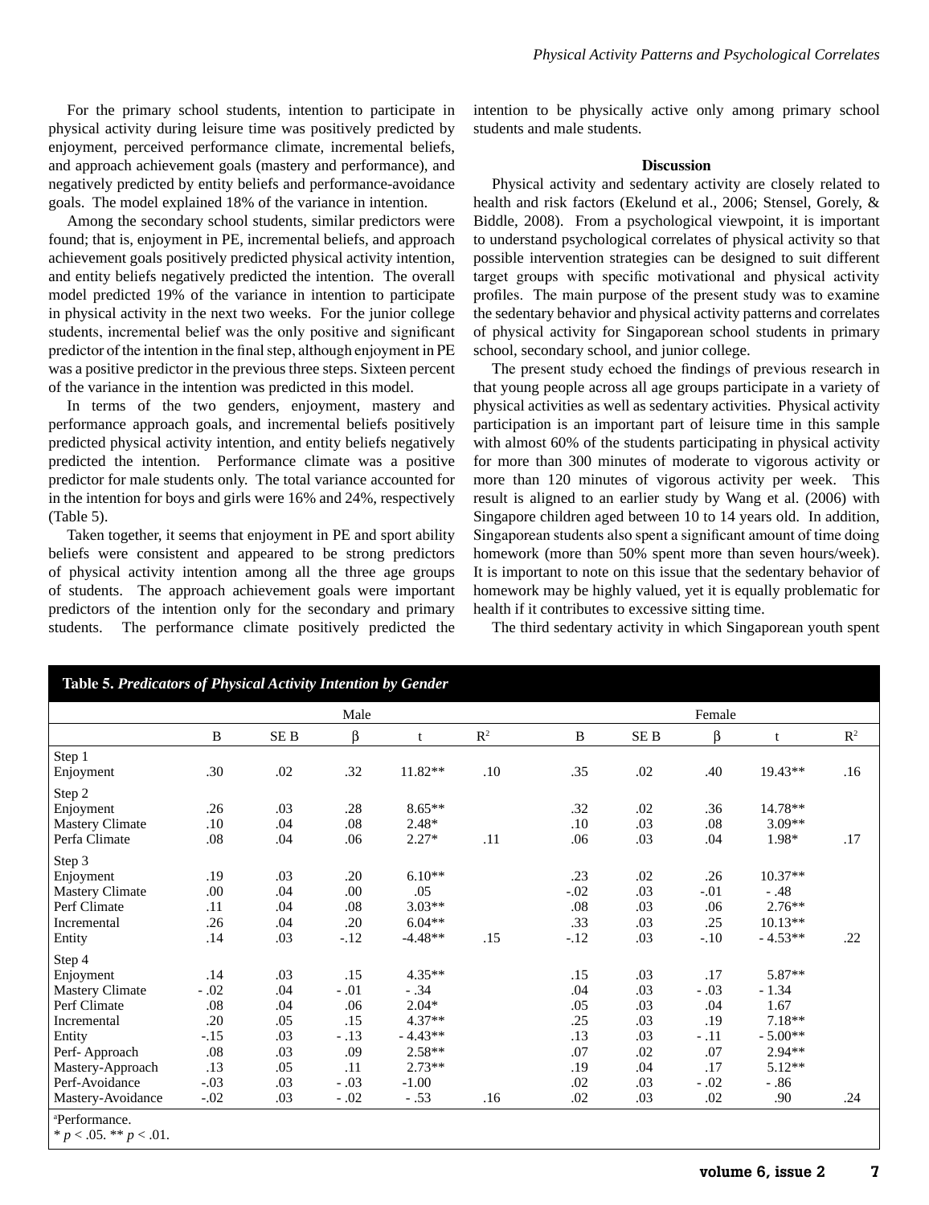For the primary school students, intention to participate in physical activity during leisure time was positively predicted by enjoyment, perceived performance climate, incremental beliefs, and approach achievement goals (mastery and performance), and negatively predicted by entity beliefs and performance-avoidance goals. The model explained 18% of the variance in intention.

Among the secondary school students, similar predictors were found; that is, enjoyment in PE, incremental beliefs, and approach achievement goals positively predicted physical activity intention, and entity beliefs negatively predicted the intention. The overall model predicted 19% of the variance in intention to participate in physical activity in the next two weeks. For the junior college students, incremental belief was the only positive and significant predictor of the intention in the final step, although enjoyment in PE was a positive predictor in the previous three steps. Sixteen percent of the variance in the intention was predicted in this model.

In terms of the two genders, enjoyment, mastery and performance approach goals, and incremental beliefs positively predicted physical activity intention, and entity beliefs negatively predicted the intention. Performance climate was a positive predictor for male students only. The total variance accounted for in the intention for boys and girls were 16% and 24%, respectively (Table 5).

Taken together, it seems that enjoyment in PE and sport ability beliefs were consistent and appeared to be strong predictors of physical activity intention among all the three age groups of students. The approach achievement goals were important predictors of the intention only for the secondary and primary students. The performance climate positively predicted the intention to be physically active only among primary school students and male students.

## Discussion

Physical activity and sedentary activity are closely related to health and risk factors (Ekelund et al., 2006; Stensel, Gorely, & Biddle, 2008). From a psychological viewpoint, it is important to understand psychological correlates of physical activity so that possible intervention strategies can be designed to suit different target groups with specific motivational and physical activity profiles. The main purpose of the present study was to examine the sedentary behavior and physical activity patterns and correlates of physical activity for Singaporean school students in primary school, secondary school, and junior college.

The present study echoed the findings of previous research in that young people across all age groups participate in a variety of physical activities as well as sedentary activities. Physical activity participation is an important part of leisure time in this sample with almost 60% of the students participating in physical activity for more than 300 minutes of moderate to vigorous activity or more than 120 minutes of vigorous activity per week. This result is aligned to an earlier study by Wang et al. (2006) with Singapore children aged between 10 to 14 years old. In addition, Singaporean students also spent a significant amount of time doing homework (more than 50% spent more than seven hours/week). It is important to note on this issue that the sedentary behavior of homework may be highly valued, yet it is equally problematic for health if it contributes to excessive sitting time.

The third sedentary activity in which Singaporean youth spent

**Table 5.** ***Predicators of Physical Activity Intention by Gender***

| | Male | | | | | Female | | | | |
|---|---|---|---|---|---|---|---|---|---|---|
| | B | SE B | β | t | $R^2$ | B | SE B | β | t | $R^2$ |
| Step 1 | | | | | | | | | | |
| Enjoyment | .30 | .02 | .32 | 11.82** | .10 | .35 | .02 | .40 | 19.43** | .16 |
| Step 2 | | | | | | | | | | |
| Enjoyment | .26 | .03 | .28 | 8.65** | | .32 | .02 | .36 | 14.78** | |
| Mastery Climate | .10 | .04 | .08 | 2.48* | | .10 | .03 | .08 | 3.09** | |
| Perf[a] Climate | .08 | .04 | .06 | 2.27* | .11 | .06 | .03 | .04 | 1.98* | .17 |
| Step 3 | | | | | | | | | | |
| Enjoyment | .19 | .03 | .20 | 6.10** | | .23 | .02 | .26 | 10.37** | |
| Mastery Climate | .00 | .04 | .00 | .05 | | -.02 | .03 | -.01 | - .48 | |
| Perf Climate | .11 | .04 | .08 | 3.03** | | .08 | .03 | .06 | 2.76** | |
| Incremental | .26 | .04 | .20 | 6.04** | | .33 | .03 | .25 | 10.13** | |
| Entity | .14 | .03 | -.12 | -4.48** | .15 | -.12 | .03 | -.10 | - 4.53** | .22 |
| Step 4 | | | | | | | | | | |
| Enjoyment | .14 | .03 | .15 | 4.35** | | .15 | .03 | .17 | 5.87** | |
| Mastery Climate | - .02 | .04 | - .01 | - .34 | | .04 | .03 | - .03 | - 1.34 | |
| Perf Climate | .08 | .04 | .06 | 2.04* | | .05 | .03 | .04 | 1.67 | |
| Incremental | .20 | .05 | .15 | 4.37** | | .25 | .03 | .19 | 7.18** | |
| Entity | -.15 | .03 | - .13 | - 4.43** | | .13 | .03 | - .11 | - 5.00** | |
| Perf- Approach | .08 | .03 | .09 | 2.58** | | .07 | .02 | .07 | 2.94** | |
| Mastery-Approach | .13 | .05 | .11 | 2.73** | | .19 | .04 | .17 | 5.12** | |
| Perf-Avoidance | -.03 | .03 | - .03 | -1.00 | | .02 | .03 | - .02 | - .86 | |
| Mastery-Avoidance | -.02 | .03 | - .02 | - .53 | .16 | .02 | .03 | .02 | .90 | .24 |

[a]Performance.
* $p < .05$. ** $p < .01$.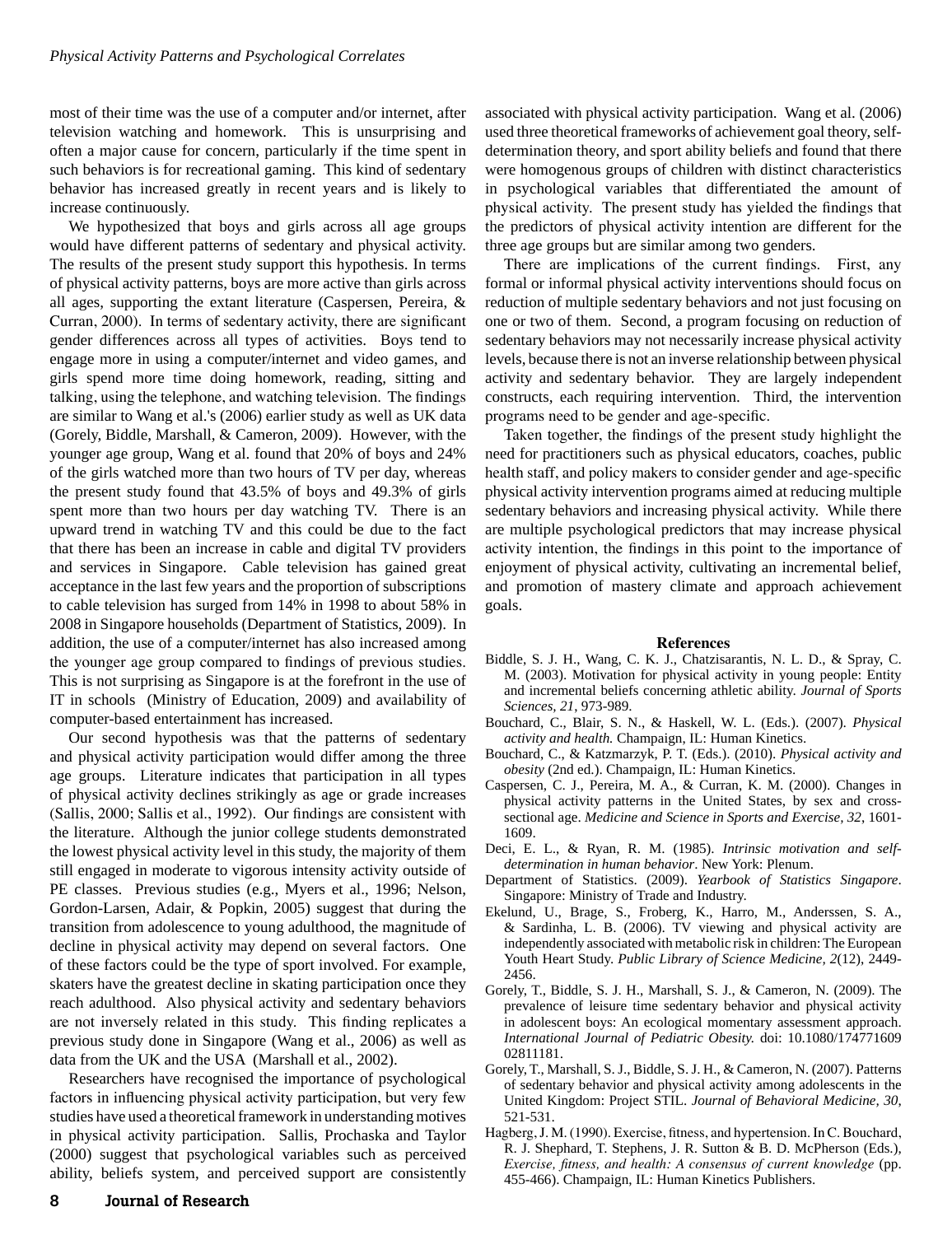most of their time was the use of a computer and/or internet, after television watching and homework. This is unsurprising and often a major cause for concern, particularly if the time spent in such behaviors is for recreational gaming. This kind of sedentary behavior has increased greatly in recent years and is likely to increase continuously.

We hypothesized that boys and girls across all age groups would have different patterns of sedentary and physical activity. The results of the present study support this hypothesis. In terms of physical activity patterns, boys are more active than girls across all ages, supporting the extant literature (Caspersen, Pereira, & Curran, 2000). In terms of sedentary activity, there are significant gender differences across all types of activities. Boys tend to engage more in using a computer/internet and video games, and girls spend more time doing homework, reading, sitting and talking, using the telephone, and watching television. The findings are similar to Wang et al.'s (2006) earlier study as well as UK data (Gorely, Biddle, Marshall, & Cameron, 2009). However, with the younger age group, Wang et al. found that 20% of boys and 24% of the girls watched more than two hours of TV per day, whereas the present study found that 43.5% of boys and 49.3% of girls spent more than two hours per day watching TV. There is an upward trend in watching TV and this could be due to the fact that there has been an increase in cable and digital TV providers and services in Singapore. Cable television has gained great acceptance in the last few years and the proportion of subscriptions to cable television has surged from 14% in 1998 to about 58% in 2008 in Singapore households (Department of Statistics, 2009). In addition, the use of a computer/internet has also increased among the younger age group compared to findings of previous studies. This is not surprising as Singapore is at the forefront in the use of IT in schools (Ministry of Education, 2009) and availability of computer-based entertainment has increased.

Our second hypothesis was that the patterns of sedentary and physical activity participation would differ among the three age groups. Literature indicates that participation in all types of physical activity declines strikingly as age or grade increases (Sallis, 2000; Sallis et al., 1992). Our findings are consistent with the literature. Although the junior college students demonstrated the lowest physical activity level in this study, the majority of them still engaged in moderate to vigorous intensity activity outside of PE classes. Previous studies (e.g., Myers et al., 1996; Nelson, Gordon-Larsen, Adair, & Popkin, 2005) suggest that during the transition from adolescence to young adulthood, the magnitude of decline in physical activity may depend on several factors. One of these factors could be the type of sport involved. For example, skaters have the greatest decline in skating participation once they reach adulthood. Also physical activity and sedentary behaviors are not inversely related in this study. This finding replicates a previous study done in Singapore (Wang et al., 2006) as well as data from the UK and the USA (Marshall et al., 2002).

Researchers have recognised the importance of psychological factors in influencing physical activity participation, but very few studies have used a theoretical framework in understanding motives in physical activity participation. Sallis, Prochaska and Taylor (2000) suggest that psychological variables such as perceived ability, beliefs system, and perceived support are consistently associated with physical activity participation. Wang et al. (2006) used three theoretical frameworks of achievement goal theory, self-determination theory, and sport ability beliefs and found that there were homogenous groups of children with distinct characteristics in psychological variables that differentiated the amount of physical activity. The present study has yielded the findings that the predictors of physical activity intention are different for the three age groups but are similar among two genders.

There are implications of the current findings. First, any formal or informal physical activity interventions should focus on reduction of multiple sedentary behaviors and not just focusing on one or two of them. Second, a program focusing on reduction of sedentary behaviors may not necessarily increase physical activity levels, because there is not an inverse relationship between physical activity and sedentary behavior. They are largely independent constructs, each requiring intervention. Third, the intervention programs need to be gender and age-specific.

Taken together, the findings of the present study highlight the need for practitioners such as physical educators, coaches, public health staff, and policy makers to consider gender and age-specific physical activity intervention programs aimed at reducing multiple sedentary behaviors and increasing physical activity. While there are multiple psychological predictors that may increase physical activity intention, the findings in this point to the importance of enjoyment of physical activity, cultivating an incremental belief, and promotion of mastery climate and approach achievement goals.

## References

Biddle, S. J. H., Wang, C. K. J., Chatzisarantis, N. L. D., & Spray, C. M. (2003). Motivation for physical activity in young people: Entity and incremental beliefs concerning athletic ability. *Journal of Sports Sciences, 21*, 973-989.

Bouchard, C., Blair, S. N., & Haskell, W. L. (Eds.). (2007). *Physical activity and health.* Champaign, IL: Human Kinetics.

Bouchard, C., & Katzmarzyk, P. T. (Eds.). (2010). *Physical activity and obesity* (2nd ed.). Champaign, IL: Human Kinetics.

Caspersen, C. J., Pereira, M. A., & Curran, K. M. (2000). Changes in physical activity patterns in the United States, by sex and cross-sectional age. *Medicine and Science in Sports and Exercise, 32*, 1601-1609.

Deci, E. L., & Ryan, R. M. (1985). *Intrinsic motivation and self-determination in human behavior*. New York: Plenum.

Department of Statistics. (2009). *Yearbook of Statistics Singapore*. Singapore: Ministry of Trade and Industry.

Ekelund, U., Brage, S., Froberg, K., Harro, M., Anderssen, S. A., & Sardinha, L. B. (2006). TV viewing and physical activity are independently associated with metabolic risk in children: The European Youth Heart Study. *Public Library of Science Medicine, 2*(12), 2449-2456.

Gorely, T., Biddle, S. J. H., Marshall, S. J., & Cameron, N. (2009). The prevalence of leisure time sedentary behavior and physical activity in adolescent boys: An ecological momentary assessment approach. *International Journal of Pediatric Obesity.* doi: 10.1080/174771609 02811181.

Gorely, T., Marshall, S. J., Biddle, S. J. H., & Cameron, N. (2007). Patterns of sedentary behavior and physical activity among adolescents in the United Kingdom: Project STIL. *Journal of Behavioral Medicine, 30*, 521-531.

Hagberg, J. M. (1990). Exercise, fitness, and hypertension. In C. Bouchard, R. J. Shephard, T. Stephens, J. R. Sutton & B. D. McPherson (Eds.), *Exercise, fitness, and health: A consensus of current knowledge* (pp. 455-466). Champaign, IL: Human Kinetics Publishers.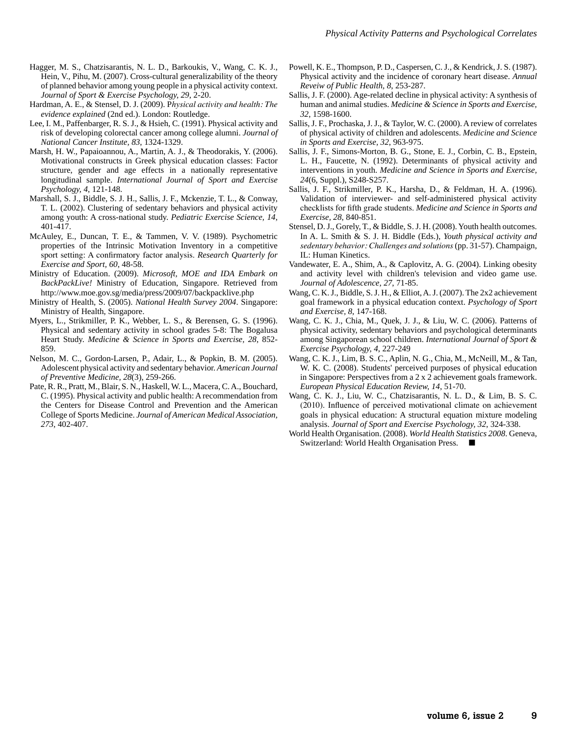Hagger, M. S., Chatzisarantis, N. L. D., Barkoukis, V., Wang, C. K. J., Hein, V., Pihu, M. (2007). Cross-cultural generalizability of the theory of planned behavior among young people in a physical activity context. *Journal of Sport & Exercise Psychology, 29*, 2-20.

Hardman, A. E., & Stensel, D. J. (2009). P*hysical activity and health: The evidence explained* (2nd ed.). London: Routledge.

Lee, I. M., Paffenbarger, R. S. J., & Hsieh, C. (1991). Physical activity and risk of developing colorectal cancer among college alumni. *Journal of National Cancer Institute, 83*, 1324-1329.

Marsh, H. W., Papaioannou, A., Martin, A. J., & Theodorakis, Y. (2006). Motivational constructs in Greek physical education classes: Factor structure, gender and age effects in a nationally representative longitudinal sample. *International Journal of Sport and Exercise Psychology, 4*, 121-148.

Marshall, S. J., Biddle, S. J. H., Sallis, J. F., Mckenzie, T. L., & Conway, T. L. (2002). Clustering of sedentary behaviors and physical activity among youth: A cross-national study. *Pediatric Exercise Science, 14*, 401-417.

McAuley, E., Duncan, T. E., & Tammen, V. V. (1989). Psychometric properties of the Intrinsic Motivation Inventory in a competitive sport setting: A confirmatory factor analysis. *Research Quarterly for Exercise and Sport, 60*, 48-58.

Ministry of Education. (2009). *Microsoft, MOE and IDA Embark on BackPackLive!* Ministry of Education, Singapore. Retrieved from http://www.moe.gov.sg/media/press/2009/07/backpacklive.php

Ministry of Health, S. (2005). *National Health Survey 2004*. Singapore: Ministry of Health, Singapore.

Myers, L., Strikmiller, P. K., Webber, L. S., & Berensen, G. S. (1996). Physical and sedentary activity in school grades 5-8: The Bogalusa Heart Study. *Medicine & Science in Sports and Exercise, 28*, 852-859.

Nelson, M. C., Gordon-Larsen, P., Adair, L., & Popkin, B. M. (2005). Adolescent physical activity and sedentary behavior. *American Journal of Preventive Medicine, 28*(3), 259-266.

Pate, R. R., Pratt, M., Blair, S. N., Haskell, W. L., Macera, C. A., Bouchard, C. (1995). Physical activity and public health: A recommendation from the Centers for Disease Control and Prevention and the American College of Sports Medicine. *Journal of American Medical Association, 273*, 402-407.

Powell, K. E., Thompson, P. D., Caspersen, C. J., & Kendrick, J. S. (1987). Physical activity and the incidence of coronary heart disease. *Annual Reveiw of Public Health, 8*, 253-287.

Sallis, J. F. (2000). Age-related decline in physical activity: A synthesis of human and animal studies. *Medicine & Science in Sports and Exercise, 32*, 1598-1600.

Sallis, J. F., Prochaska, J. J., & Taylor, W. C. (2000). A review of correlates of physical activity of children and adolescents. *Medicine and Science in Sports and Exercise, 32*, 963-975.

Sallis, J. F., Simons-Morton, B. G., Stone, E. J., Corbin, C. B., Epstein, L. H., Faucette, N. (1992). Determinants of physical activity and interventions in youth. *Medicine and Science in Sports and Exercise, 24*(6, Suppl.), S248-S257.

Sallis, J. F., Strikmiller, P. K., Harsha, D., & Feldman, H. A. (1996). Validation of interviewer- and self-administered physical activity checklists for fifth grade students. *Medicine and Science in Sports and Exercise, 28*, 840-851.

Stensel, D. J., Gorely, T., & Biddle, S. J. H. (2008). Youth health outcomes. In A. L. Smith & S. J. H. Biddle (Eds.), *Youth physical activity and sedentary behavior: Challenges and solutions* (pp. 31-57). Champaign, IL: Human Kinetics.

Vandewater, E. A., Shim, A., & Caplovitz, A. G. (2004). Linking obesity and activity level with children's television and video game use. *Journal of Adolescence, 27*, 71-85.

Wang, C. K. J., Biddle, S. J. H., & Elliot, A. J. (2007). The 2x2 achievement goal framework in a physical education context. *Psychology of Sport and Exercise, 8*, 147-168.

Wang, C. K. J., Chia, M., Quek, J. J., & Liu, W. C. (2006). Patterns of physical activity, sedentary behaviors and psychological determinants among Singaporean school children. *International Journal of Sport & Exercise Psychology, 4*, 227-249

Wang, C. K. J., Lim, B. S. C., Aplin, N. G., Chia, M., McNeill, M., & Tan, W. K. C. (2008). Students' perceived purposes of physical education in Singapore: Perspectives from a 2 x 2 achievement goals framework. *European Physical Education Review, 14*, 51-70.

Wang, C. K. J., Liu, W. C., Chatzisarantis, N. L. D., & Lim, B. S. C. (2010). Influence of perceived motivational climate on achievement goals in physical education: A structural equation mixture modeling analysis. *Journal of Sport and Exercise Psychology, 32*, 324-338.

World Health Organisation. (2008). *World Health Statistics 2008*. Geneva, Switzerland: World Health Organisation Press. ■